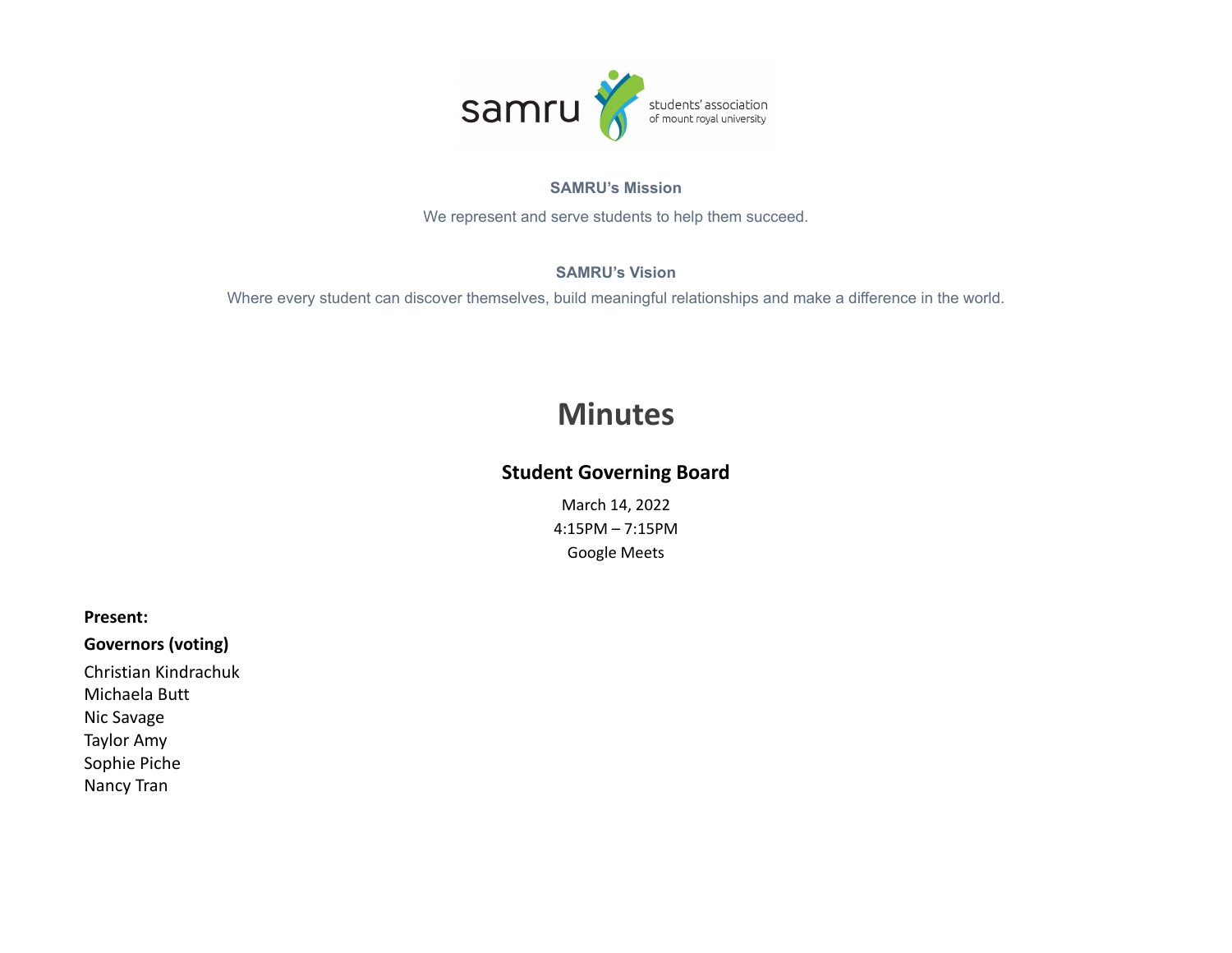**SAMRU's Mission**

We represent and serve students to help them succeed.

**SAMRU's Vision**

Where every student can discover themselves, build meaningful relationships and make a difference in the world.

# Minutes

## Student Governing Board

March 14, 2022
4:15PM – 7:15PM
Google Meets

**Present:**

**Governors (voting)**

Christian Kindrachuk
Michaela Butt
Nic Savage
Taylor Amy
Sophie Piche
Nancy Tran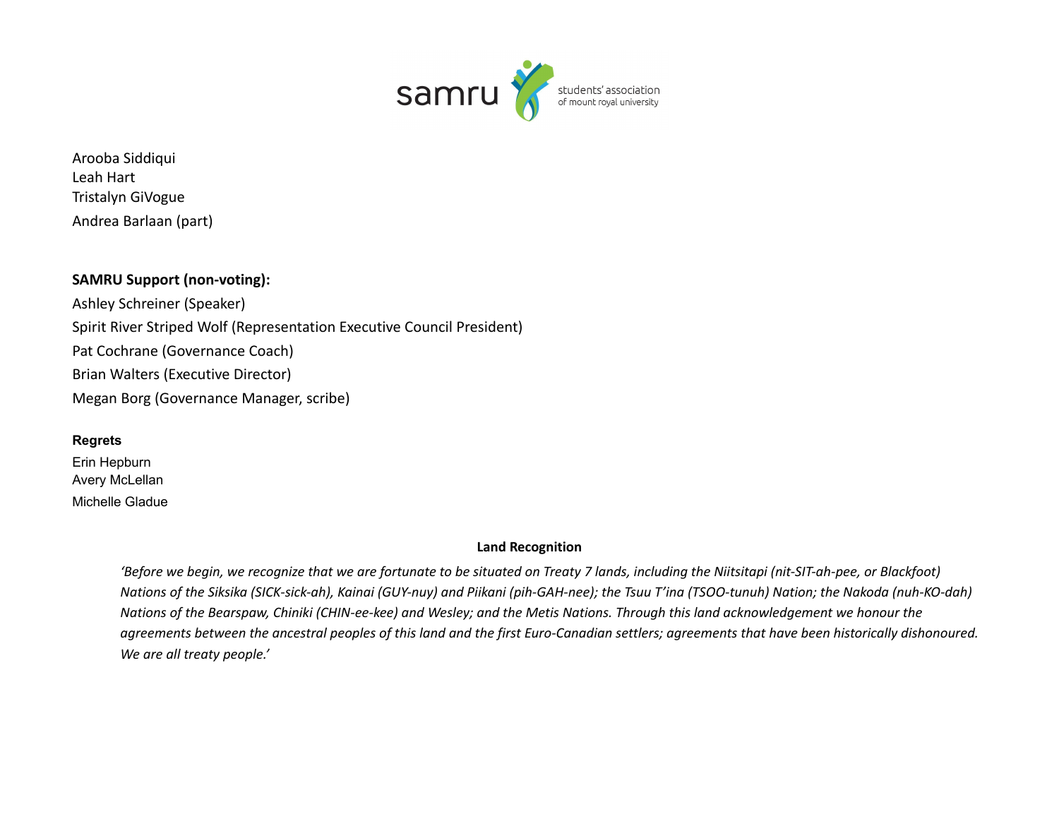Arooba Siddiqui
Leah Hart
Tristalyn GiVogue
Andrea Barlaan (part)

**SAMRU Support (non-voting):**

Ashley Schreiner (Speaker)
Spirit River Striped Wolf (Representation Executive Council President)
Pat Cochrane (Governance Coach)
Brian Walters (Executive Director)
Megan Borg (Governance Manager, scribe)

**Regrets**

Erin Hepburn
Avery McLellan
Michelle Gladue

**Land Recognition**

*'Before we begin, we recognize that we are fortunate to be situated on Treaty 7 lands, including the Niitsitapi (nit-SIT-ah-pee, or Blackfoot) Nations of the Siksika (SICK-sick-ah), Kainai (GUY-nuy) and Piikani (pih-GAH-nee); the Tsuu T'ina (TSOO-tunuh) Nation; the Nakoda (nuh-KO-dah) Nations of the Bearspaw, Chiniki (CHIN-ee-kee) and Wesley; and the Metis Nations. Through this land acknowledgement we honour the agreements between the ancestral peoples of this land and the first Euro-Canadian settlers; agreements that have been historically dishonoured. We are all treaty people.'*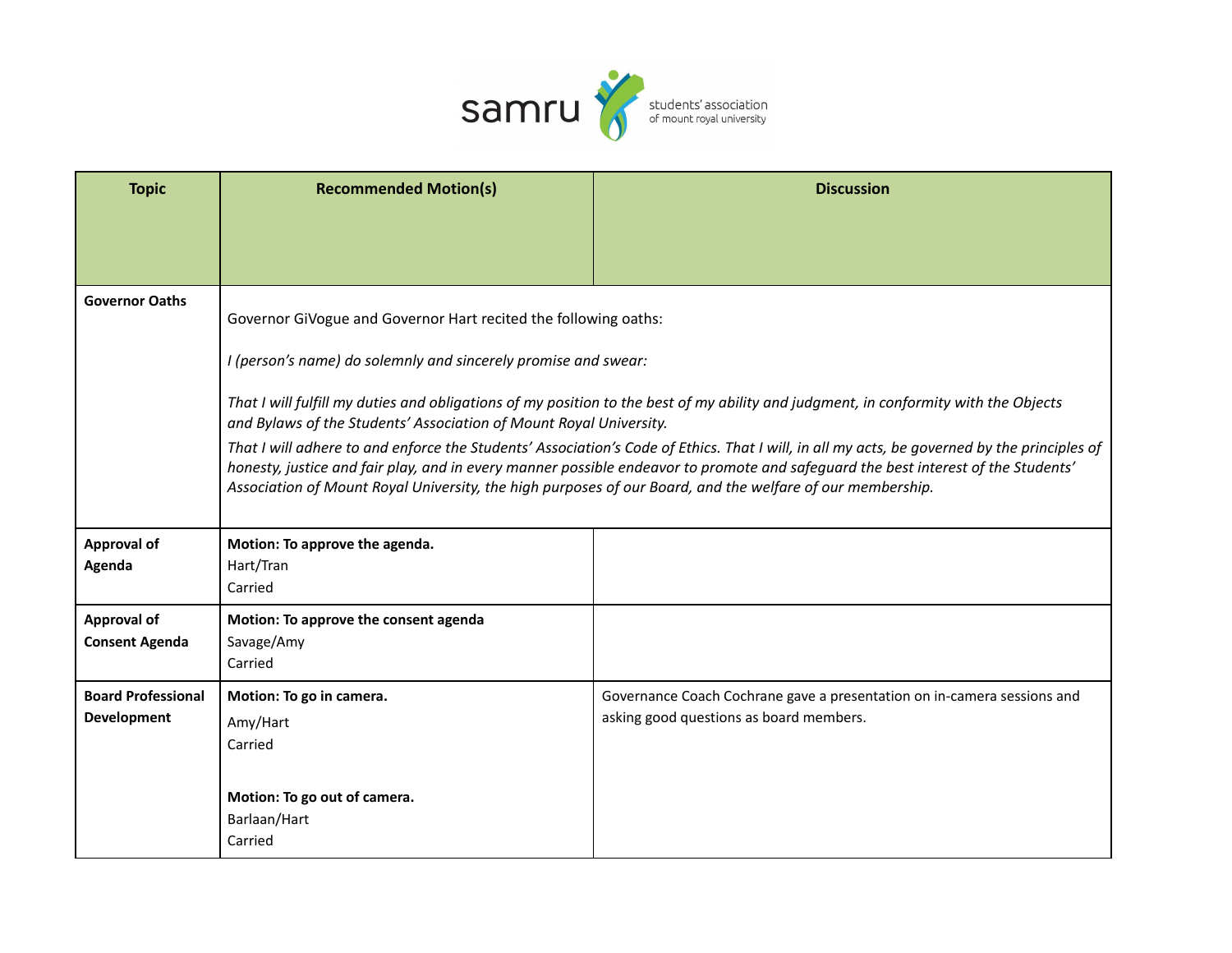| Topic | Recommended Motion(s) | Discussion |
|---|---|---|
| **Governor Oaths** | Governor GiVogue and Governor Hart recited the following oaths:<br><br>*I (person's name) do solemnly and sincerely promise and swear:*<br><br>*That I will fulfill my duties and obligations of my position to the best of my ability and judgment, in conformity with the Objects and Bylaws of the Students' Association of Mount Royal University.*<br><br>*That I will adhere to and enforce the Students' Association's Code of Ethics. That I will, in all my acts, be governed by the principles of honesty, justice and fair play, and in every manner possible endeavor to promote and safeguard the best interest of the Students' Association of Mount Royal University, the high purposes of our Board, and the welfare of our membership.* | |
| **Approval of Agenda** | **Motion: To approve the agenda.**<br>Hart/Tran<br>Carried | |
| **Approval of Consent Agenda** | **Motion: To approve the consent agenda**<br>Savage/Amy<br>Carried | |
| **Board Professional Development** | **Motion: To go in camera.**<br>Amy/Hart<br>Carried<br><br>**Motion: To go out of camera.**<br>Barlaan/Hart<br>Carried | Governance Coach Cochrane gave a presentation on in-camera sessions and asking good questions as board members. |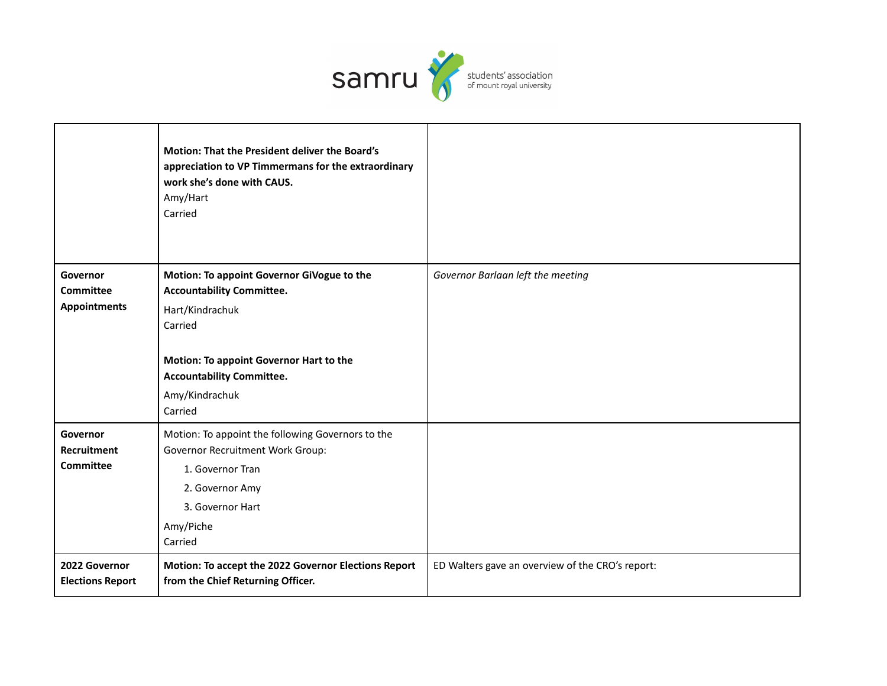| | | |
|---|---|---|
| | **Motion: That the President deliver the Board's appreciation to VP Timmermans for the extraordinary work she's done with CAUS.**<br>Amy/Hart<br>Carried | |
| **Governor Committee Appointments** | **Motion: To appoint Governor GiVogue to the Accountability Committee.**<br>Hart/Kindrachuk<br>Carried<br><br>**Motion: To appoint Governor Hart to the Accountability Committee.**<br>Amy/Kindrachuk<br>Carried | *Governor Barlaan left the meeting* |
| **Governor Recruitment Committee** | Motion: To appoint the following Governors to the Governor Recruitment Work Group:<br>1. Governor Tran<br>2. Governor Amy<br>3. Governor Hart<br><br>Amy/Piche<br>Carried | |
| **2022 Governor Elections Report** | **Motion: To accept the 2022 Governor Elections Report from the Chief Returning Officer.** | ED Walters gave an overview of the CRO's report: |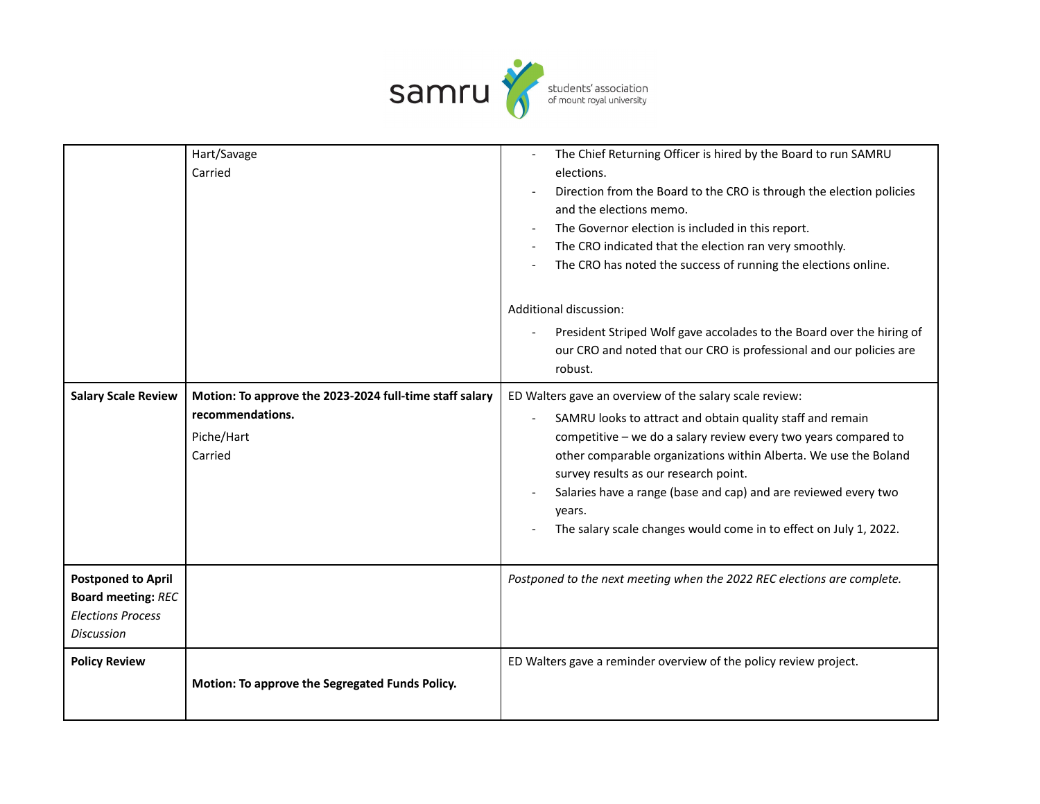| | | |
|---|---|---|
| | Hart/Savage<br>Carried | - The Chief Returning Officer is hired by the Board to run SAMRU elections.<br>- Direction from the Board to the CRO is through the election policies and the elections memo.<br>- The Governor election is included in this report.<br>- The CRO indicated that the election ran very smoothly.<br>- The CRO has noted the success of running the elections online.<br><br>Additional discussion:<br>- President Striped Wolf gave accolades to the Board over the hiring of our CRO and noted that our CRO is professional and our policies are robust. |
| **Salary Scale Review** | **Motion: To approve the 2023-2024 full-time staff salary recommendations.**<br>Piche/Hart<br>Carried | ED Walters gave an overview of the salary scale review:<br>- SAMRU looks to attract and obtain quality staff and remain competitive – we do a salary review every two years compared to other comparable organizations within Alberta. We use the Boland survey results as our research point.<br>- Salaries have a range (base and cap) and are reviewed every two years.<br>- The salary scale changes would come in to effect on July 1, 2022. |
| **Postponed to April Board meeting:** *REC Elections Process Discussion* | | *Postponed to the next meeting when the 2022 REC elections are complete.* |
| **Policy Review** | **Motion: To approve the Segregated Funds Policy.** | ED Walters gave a reminder overview of the policy review project. |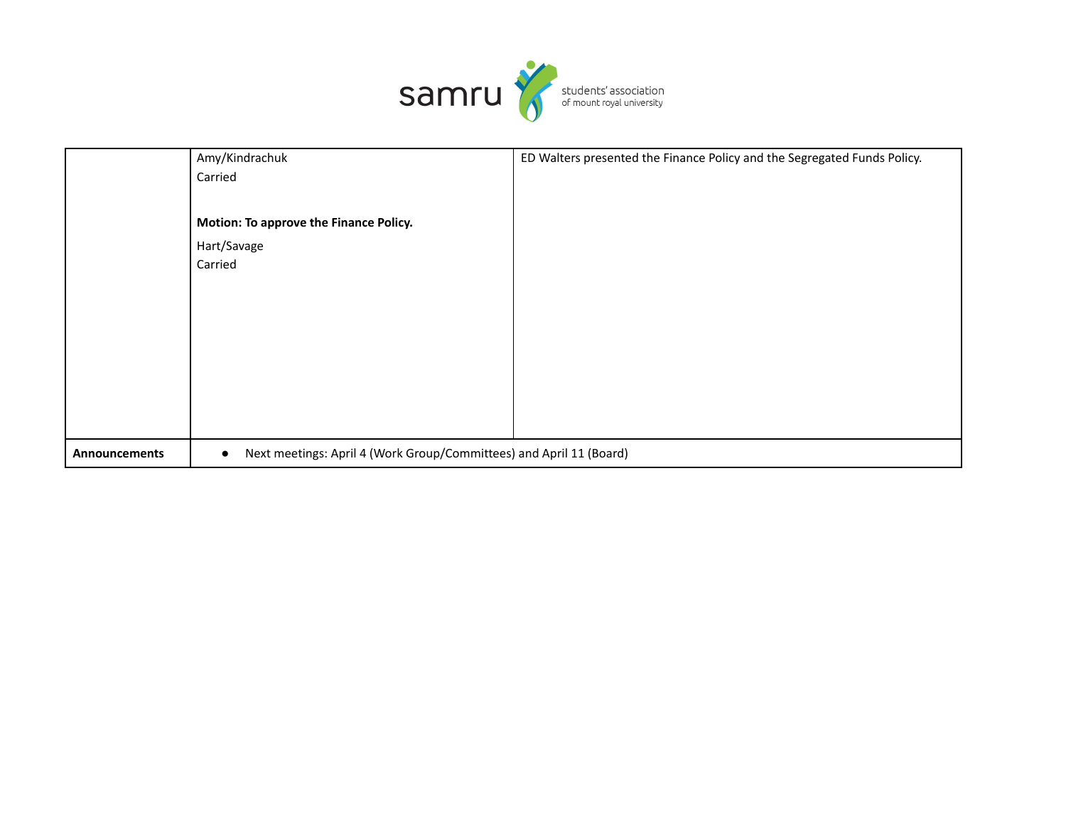| | | |
|---|---|---|
| | Amy/Kindrachuk<br>Carried<br><br>**Motion: To approve the Finance Policy.**<br>Hart/Savage<br>Carried | ED Walters presented the Finance Policy and the Segregated Funds Policy. |
| **Announcements** | • Next meetings: April 4 (Work Group/Committees) and April 11 (Board) | |